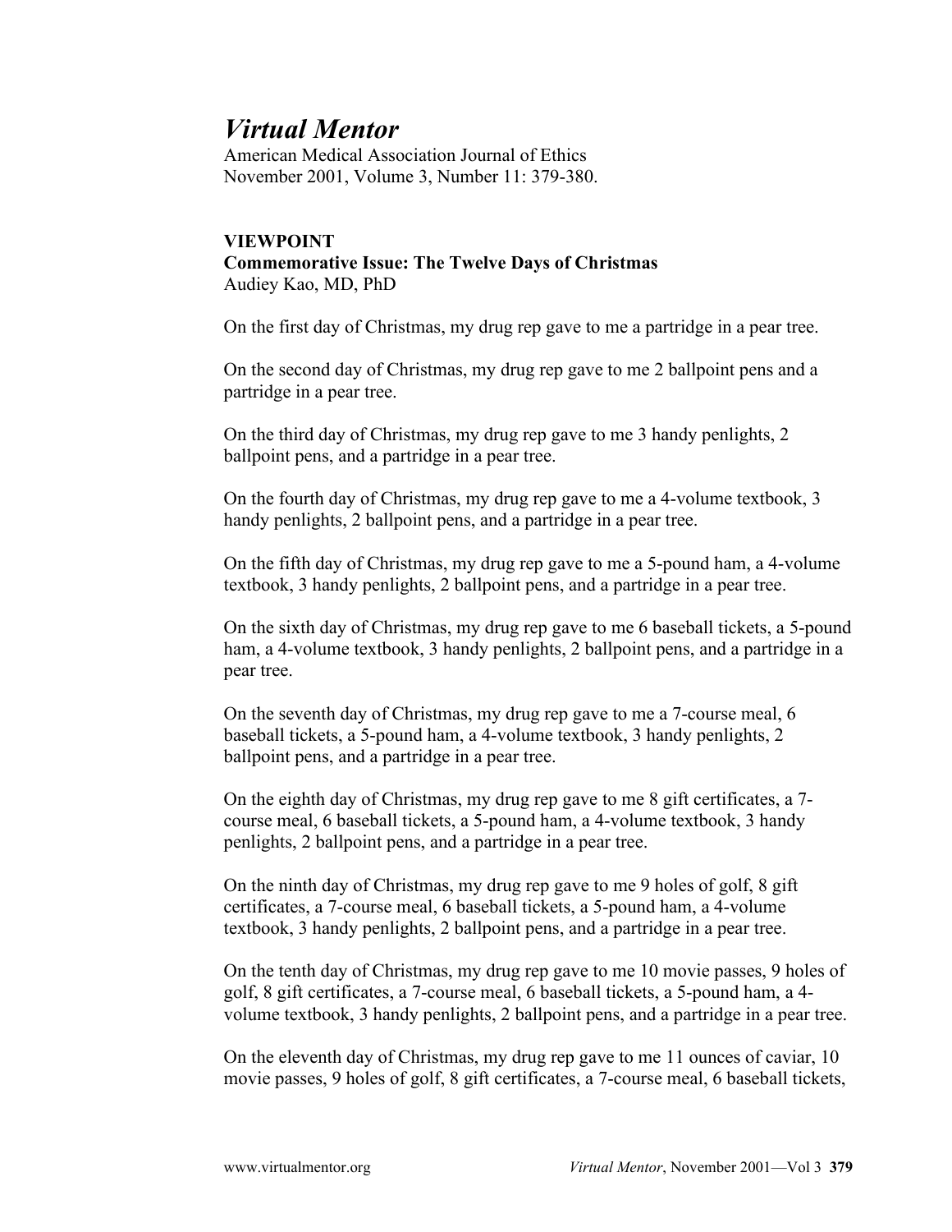# *Virtual Mentor*

American Medical Association Journal of Ethics
November 2001, Volume 3, Number 11: 379-380.

**VIEWPOINT**

**Commemorative Issue: The Twelve Days of Christmas**

Audiey Kao, MD, PhD

On the first day of Christmas, my drug rep gave to me a partridge in a pear tree.

On the second day of Christmas, my drug rep gave to me 2 ballpoint pens and a partridge in a pear tree.

On the third day of Christmas, my drug rep gave to me 3 handy penlights, 2 ballpoint pens, and a partridge in a pear tree.

On the fourth day of Christmas, my drug rep gave to me a 4-volume textbook, 3 handy penlights, 2 ballpoint pens, and a partridge in a pear tree.

On the fifth day of Christmas, my drug rep gave to me a 5-pound ham, a 4-volume textbook, 3 handy penlights, 2 ballpoint pens, and a partridge in a pear tree.

On the sixth day of Christmas, my drug rep gave to me 6 baseball tickets, a 5-pound ham, a 4-volume textbook, 3 handy penlights, 2 ballpoint pens, and a partridge in a pear tree.

On the seventh day of Christmas, my drug rep gave to me a 7-course meal, 6 baseball tickets, a 5-pound ham, a 4-volume textbook, 3 handy penlights, 2 ballpoint pens, and a partridge in a pear tree.

On the eighth day of Christmas, my drug rep gave to me 8 gift certificates, a 7-course meal, 6 baseball tickets, a 5-pound ham, a 4-volume textbook, 3 handy penlights, 2 ballpoint pens, and a partridge in a pear tree.

On the ninth day of Christmas, my drug rep gave to me 9 holes of golf, 8 gift certificates, a 7-course meal, 6 baseball tickets, a 5-pound ham, a 4-volume textbook, 3 handy penlights, 2 ballpoint pens, and a partridge in a pear tree.

On the tenth day of Christmas, my drug rep gave to me 10 movie passes, 9 holes of golf, 8 gift certificates, a 7-course meal, 6 baseball tickets, a 5-pound ham, a 4-volume textbook, 3 handy penlights, 2 ballpoint pens, and a partridge in a pear tree.

On the eleventh day of Christmas, my drug rep gave to me 11 ounces of caviar, 10 movie passes, 9 holes of golf, 8 gift certificates, a 7-course meal, 6 baseball tickets,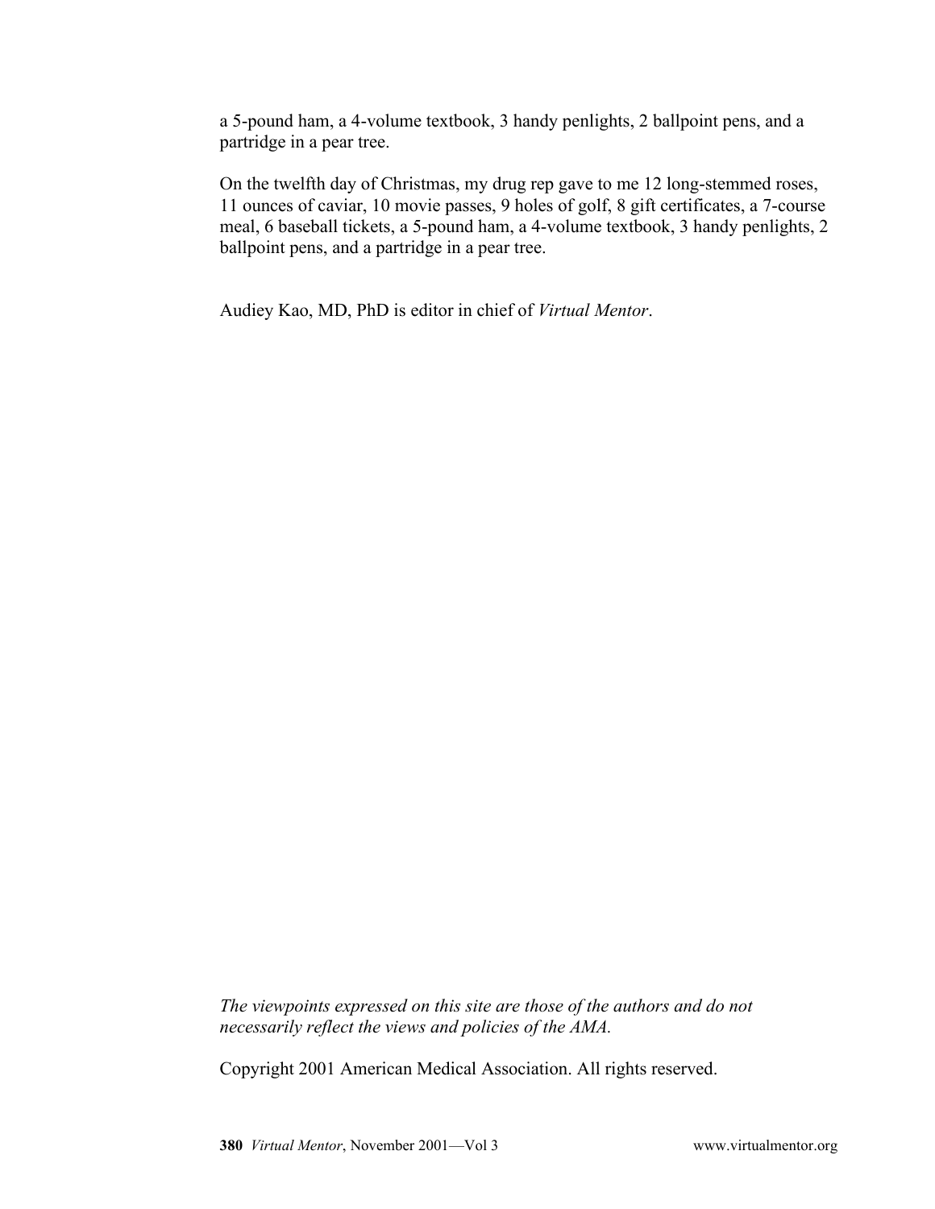a 5-pound ham, a 4-volume textbook, 3 handy penlights, 2 ballpoint pens, and a partridge in a pear tree.

On the twelfth day of Christmas, my drug rep gave to me 12 long-stemmed roses, 11 ounces of caviar, 10 movie passes, 9 holes of golf, 8 gift certificates, a 7-course meal, 6 baseball tickets, a 5-pound ham, a 4-volume textbook, 3 handy penlights, 2 ballpoint pens, and a partridge in a pear tree.

Audiey Kao, MD, PhD is editor in chief of *Virtual Mentor*.

*The viewpoints expressed on this site are those of the authors and do not necessarily reflect the views and policies of the AMA.*

Copyright 2001 American Medical Association. All rights reserved.